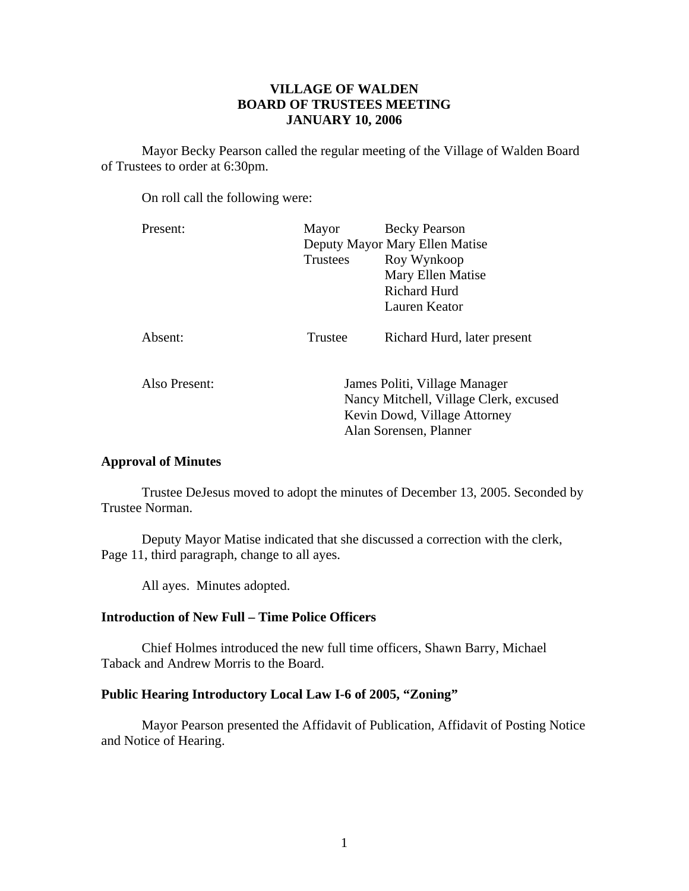# VILLAGE OF WALDEN
# BOARD OF TRUSTEES MEETING
# JANUARY 10, 2006

Mayor Becky Pearson called the regular meeting of the Village of Walden Board of Trustees to order at 6:30pm.

On roll call the following were:

| | | |
|---|---|---|
| Present: | Mayor | Becky Pearson |
| | Deputy Mayor | Mary Ellen Matise |
| | Trustees | Roy Wynkoop |
| | | Mary Ellen Matise |
| | | Richard Hurd |
| | | Lauren Keator |
| Absent: | Trustee | Richard Hurd, later present |

Also Present:
James Politi, Village Manager
Nancy Mitchell, Village Clerk, excused
Kevin Dowd, Village Attorney
Alan Sorensen, Planner

### Approval of Minutes

Trustee DeJesus moved to adopt the minutes of December 13, 2005. Seconded by Trustee Norman.

Deputy Mayor Matise indicated that she discussed a correction with the clerk, Page 11, third paragraph, change to all ayes.

All ayes. Minutes adopted.

### Introduction of New Full – Time Police Officers

Chief Holmes introduced the new full time officers, Shawn Barry, Michael Taback and Andrew Morris to the Board.

### Public Hearing Introductory Local Law I-6 of 2005, "Zoning"

Mayor Pearson presented the Affidavit of Publication, Affidavit of Posting Notice and Notice of Hearing.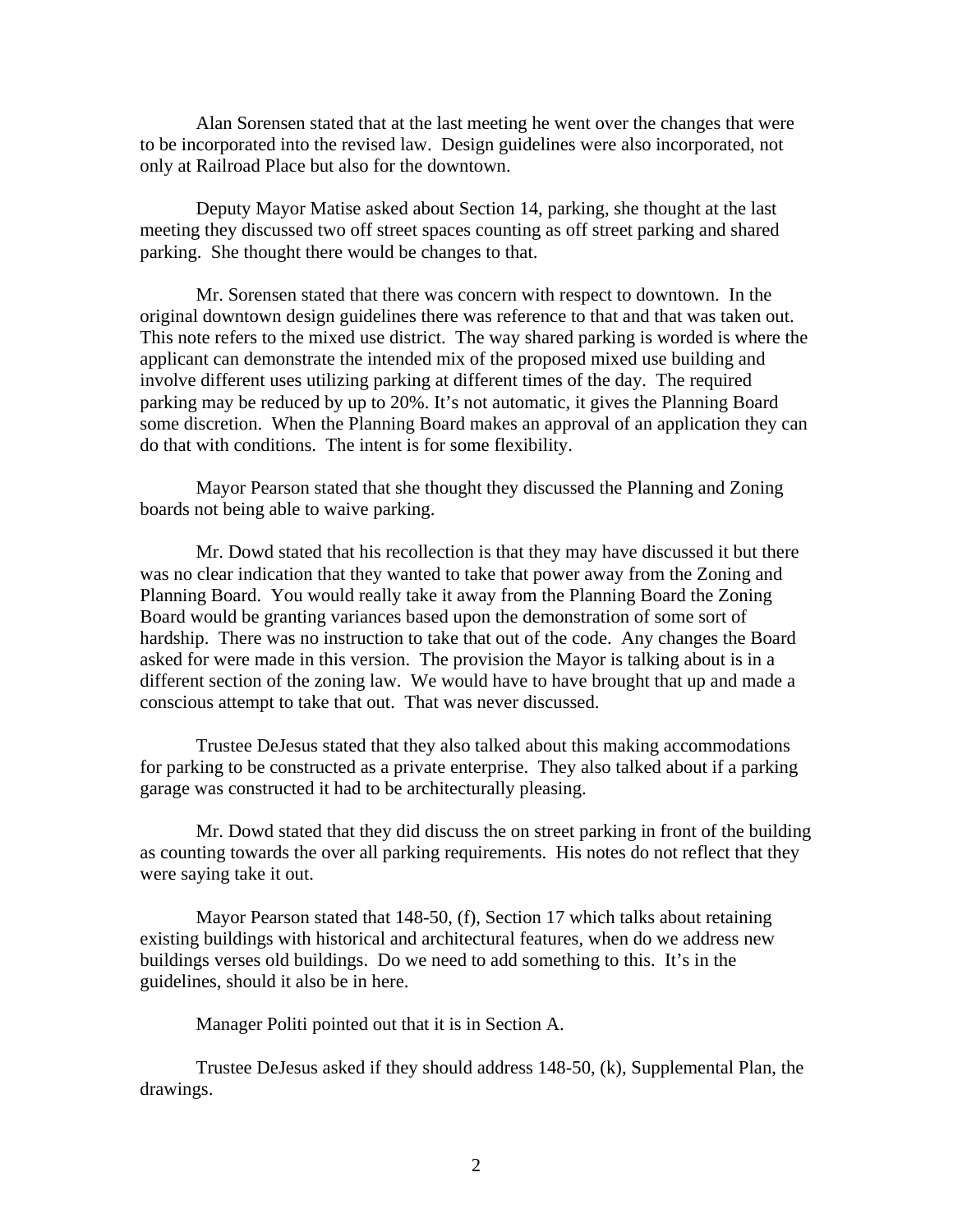Alan Sorensen stated that at the last meeting he went over the changes that were to be incorporated into the revised law. Design guidelines were also incorporated, not only at Railroad Place but also for the downtown.

Deputy Mayor Matise asked about Section 14, parking, she thought at the last meeting they discussed two off street spaces counting as off street parking and shared parking. She thought there would be changes to that.

Mr. Sorensen stated that there was concern with respect to downtown. In the original downtown design guidelines there was reference to that and that was taken out. This note refers to the mixed use district. The way shared parking is worded is where the applicant can demonstrate the intended mix of the proposed mixed use building and involve different uses utilizing parking at different times of the day. The required parking may be reduced by up to 20%. It's not automatic, it gives the Planning Board some discretion. When the Planning Board makes an approval of an application they can do that with conditions. The intent is for some flexibility.

Mayor Pearson stated that she thought they discussed the Planning and Zoning boards not being able to waive parking.

Mr. Dowd stated that his recollection is that they may have discussed it but there was no clear indication that they wanted to take that power away from the Zoning and Planning Board. You would really take it away from the Planning Board the Zoning Board would be granting variances based upon the demonstration of some sort of hardship. There was no instruction to take that out of the code. Any changes the Board asked for were made in this version. The provision the Mayor is talking about is in a different section of the zoning law. We would have to have brought that up and made a conscious attempt to take that out. That was never discussed.

Trustee DeJesus stated that they also talked about this making accommodations for parking to be constructed as a private enterprise. They also talked about if a parking garage was constructed it had to be architecturally pleasing.

Mr. Dowd stated that they did discuss the on street parking in front of the building as counting towards the over all parking requirements. His notes do not reflect that they were saying take it out.

Mayor Pearson stated that 148-50, (f), Section 17 which talks about retaining existing buildings with historical and architectural features, when do we address new buildings verses old buildings. Do we need to add something to this. It's in the guidelines, should it also be in here.

Manager Politi pointed out that it is in Section A.

Trustee DeJesus asked if they should address 148-50, (k), Supplemental Plan, the drawings.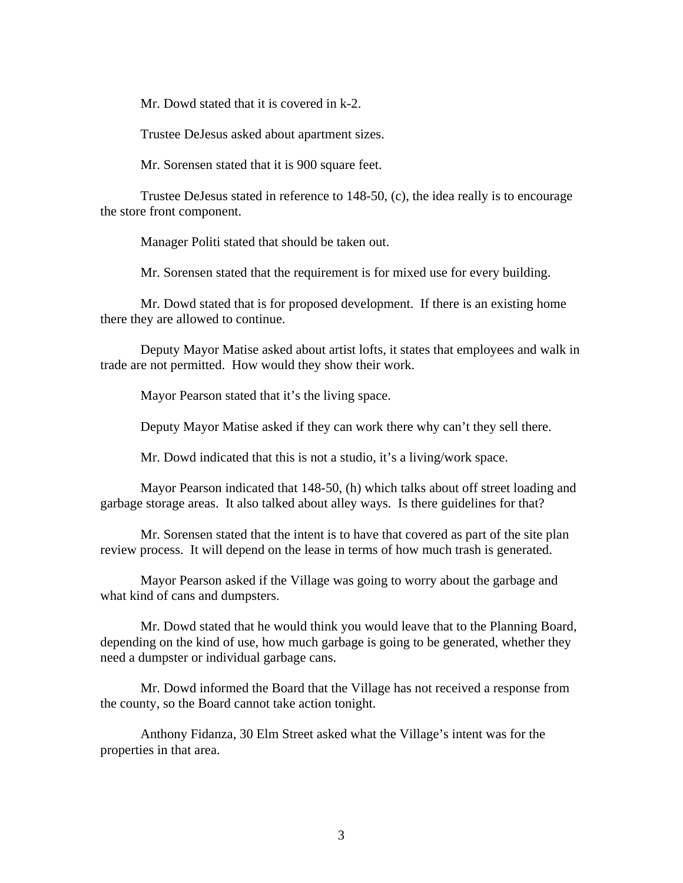Mr. Dowd stated that it is covered in k-2.

Trustee DeJesus asked about apartment sizes.

Mr. Sorensen stated that it is 900 square feet.

Trustee DeJesus stated in reference to 148-50, (c), the idea really is to encourage the store front component.

Manager Politi stated that should be taken out.

Mr. Sorensen stated that the requirement is for mixed use for every building.

Mr. Dowd stated that is for proposed development. If there is an existing home there they are allowed to continue.

Deputy Mayor Matise asked about artist lofts, it states that employees and walk in trade are not permitted. How would they show their work.

Mayor Pearson stated that it's the living space.

Deputy Mayor Matise asked if they can work there why can't they sell there.

Mr. Dowd indicated that this is not a studio, it's a living/work space.

Mayor Pearson indicated that 148-50, (h) which talks about off street loading and garbage storage areas. It also talked about alley ways. Is there guidelines for that?

Mr. Sorensen stated that the intent is to have that covered as part of the site plan review process. It will depend on the lease in terms of how much trash is generated.

Mayor Pearson asked if the Village was going to worry about the garbage and what kind of cans and dumpsters.

Mr. Dowd stated that he would think you would leave that to the Planning Board, depending on the kind of use, how much garbage is going to be generated, whether they need a dumpster or individual garbage cans.

Mr. Dowd informed the Board that the Village has not received a response from the county, so the Board cannot take action tonight.

Anthony Fidanza, 30 Elm Street asked what the Village's intent was for the properties in that area.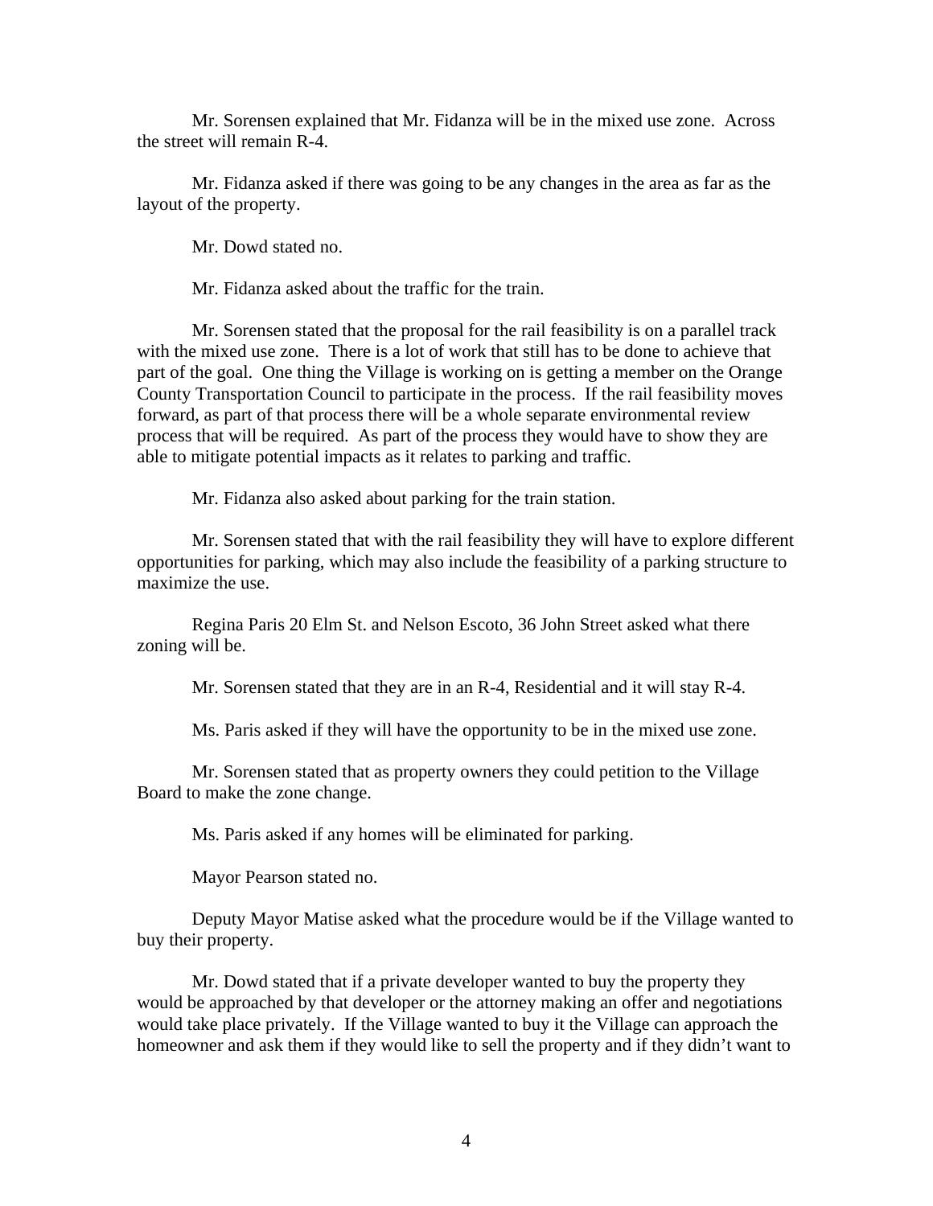Mr. Sorensen explained that Mr. Fidanza will be in the mixed use zone. Across the street will remain R-4.

Mr. Fidanza asked if there was going to be any changes in the area as far as the layout of the property.

Mr. Dowd stated no.

Mr. Fidanza asked about the traffic for the train.

Mr. Sorensen stated that the proposal for the rail feasibility is on a parallel track with the mixed use zone. There is a lot of work that still has to be done to achieve that part of the goal. One thing the Village is working on is getting a member on the Orange County Transportation Council to participate in the process. If the rail feasibility moves forward, as part of that process there will be a whole separate environmental review process that will be required. As part of the process they would have to show they are able to mitigate potential impacts as it relates to parking and traffic.

Mr. Fidanza also asked about parking for the train station.

Mr. Sorensen stated that with the rail feasibility they will have to explore different opportunities for parking, which may also include the feasibility of a parking structure to maximize the use.

Regina Paris 20 Elm St. and Nelson Escoto, 36 John Street asked what there zoning will be.

Mr. Sorensen stated that they are in an R-4, Residential and it will stay R-4.

Ms. Paris asked if they will have the opportunity to be in the mixed use zone.

Mr. Sorensen stated that as property owners they could petition to the Village Board to make the zone change.

Ms. Paris asked if any homes will be eliminated for parking.

Mayor Pearson stated no.

Deputy Mayor Matise asked what the procedure would be if the Village wanted to buy their property.

Mr. Dowd stated that if a private developer wanted to buy the property they would be approached by that developer or the attorney making an offer and negotiations would take place privately. If the Village wanted to buy it the Village can approach the homeowner and ask them if they would like to sell the property and if they didn't want to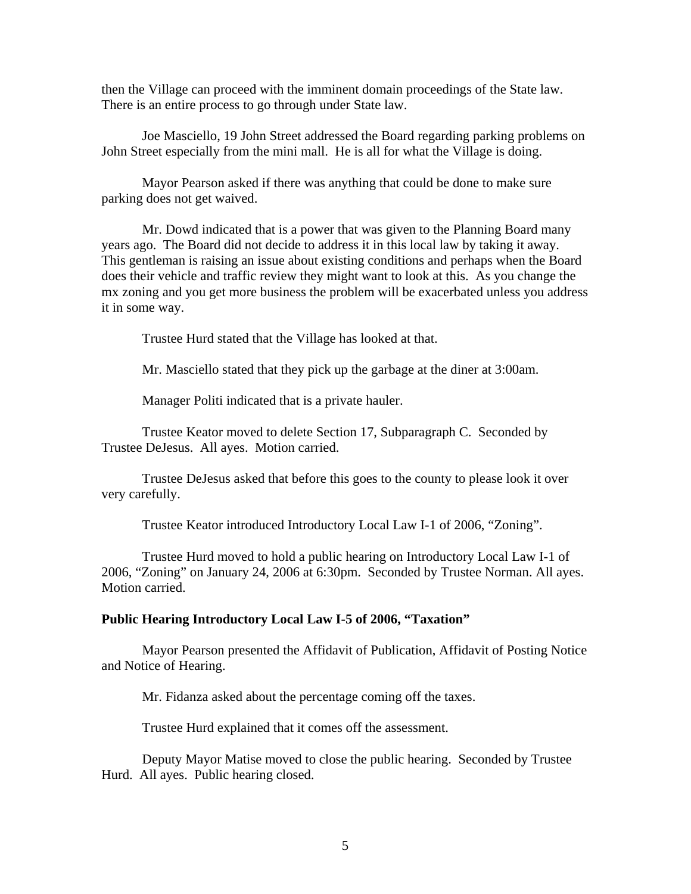then the Village can proceed with the imminent domain proceedings of the State law. There is an entire process to go through under State law.

Joe Masciello, 19 John Street addressed the Board regarding parking problems on John Street especially from the mini mall. He is all for what the Village is doing.

Mayor Pearson asked if there was anything that could be done to make sure parking does not get waived.

Mr. Dowd indicated that is a power that was given to the Planning Board many years ago. The Board did not decide to address it in this local law by taking it away. This gentleman is raising an issue about existing conditions and perhaps when the Board does their vehicle and traffic review they might want to look at this. As you change the mx zoning and you get more business the problem will be exacerbated unless you address it in some way.

Trustee Hurd stated that the Village has looked at that.

Mr. Masciello stated that they pick up the garbage at the diner at 3:00am.

Manager Politi indicated that is a private hauler.

Trustee Keator moved to delete Section 17, Subparagraph C. Seconded by Trustee DeJesus. All ayes. Motion carried.

Trustee DeJesus asked that before this goes to the county to please look it over very carefully.

Trustee Keator introduced Introductory Local Law I-1 of 2006, "Zoning".

Trustee Hurd moved to hold a public hearing on Introductory Local Law I-1 of 2006, "Zoning" on January 24, 2006 at 6:30pm. Seconded by Trustee Norman. All ayes. Motion carried.

**Public Hearing Introductory Local Law I-5 of 2006, "Taxation"**

Mayor Pearson presented the Affidavit of Publication, Affidavit of Posting Notice and Notice of Hearing.

Mr. Fidanza asked about the percentage coming off the taxes.

Trustee Hurd explained that it comes off the assessment.

Deputy Mayor Matise moved to close the public hearing. Seconded by Trustee Hurd. All ayes. Public hearing closed.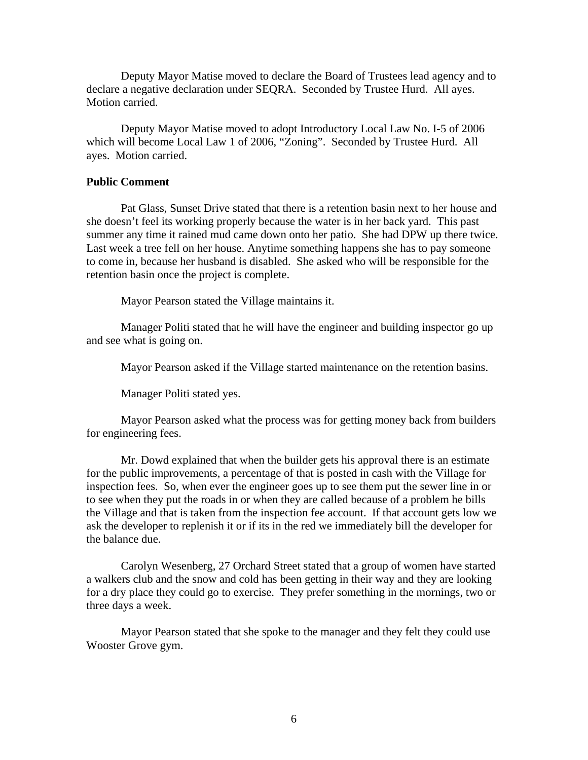Deputy Mayor Matise moved to declare the Board of Trustees lead agency and to declare a negative declaration under SEQRA. Seconded by Trustee Hurd. All ayes. Motion carried.

Deputy Mayor Matise moved to adopt Introductory Local Law No. I-5 of 2006 which will become Local Law 1 of 2006, "Zoning". Seconded by Trustee Hurd. All ayes. Motion carried.

**Public Comment**

Pat Glass, Sunset Drive stated that there is a retention basin next to her house and she doesn't feel its working properly because the water is in her back yard. This past summer any time it rained mud came down onto her patio. She had DPW up there twice. Last week a tree fell on her house. Anytime something happens she has to pay someone to come in, because her husband is disabled. She asked who will be responsible for the retention basin once the project is complete.

Mayor Pearson stated the Village maintains it.

Manager Politi stated that he will have the engineer and building inspector go up and see what is going on.

Mayor Pearson asked if the Village started maintenance on the retention basins.

Manager Politi stated yes.

Mayor Pearson asked what the process was for getting money back from builders for engineering fees.

Mr. Dowd explained that when the builder gets his approval there is an estimate for the public improvements, a percentage of that is posted in cash with the Village for inspection fees. So, when ever the engineer goes up to see them put the sewer line in or to see when they put the roads in or when they are called because of a problem he bills the Village and that is taken from the inspection fee account. If that account gets low we ask the developer to replenish it or if its in the red we immediately bill the developer for the balance due.

Carolyn Wesenberg, 27 Orchard Street stated that a group of women have started a walkers club and the snow and cold has been getting in their way and they are looking for a dry place they could go to exercise. They prefer something in the mornings, two or three days a week.

Mayor Pearson stated that she spoke to the manager and they felt they could use Wooster Grove gym.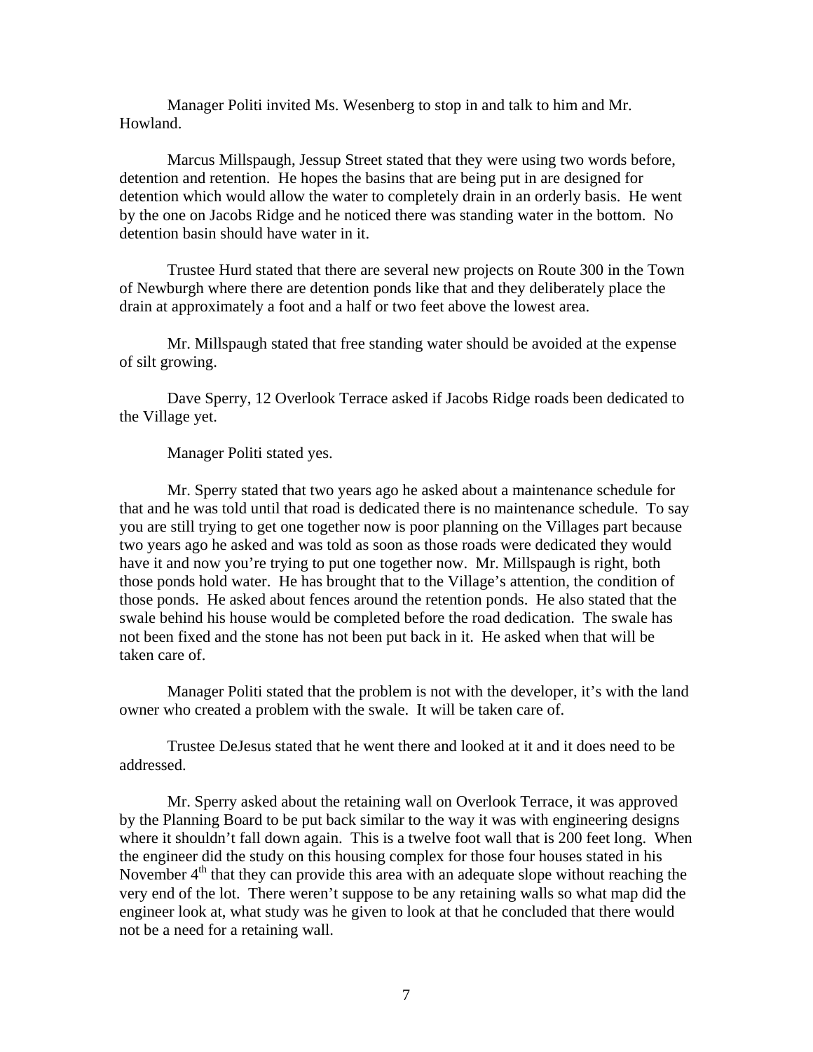Manager Politi invited Ms. Wesenberg to stop in and talk to him and Mr. Howland.

Marcus Millspaugh, Jessup Street stated that they were using two words before, detention and retention. He hopes the basins that are being put in are designed for detention which would allow the water to completely drain in an orderly basis. He went by the one on Jacobs Ridge and he noticed there was standing water in the bottom. No detention basin should have water in it.

Trustee Hurd stated that there are several new projects on Route 300 in the Town of Newburgh where there are detention ponds like that and they deliberately place the drain at approximately a foot and a half or two feet above the lowest area.

Mr. Millspaugh stated that free standing water should be avoided at the expense of silt growing.

Dave Sperry, 12 Overlook Terrace asked if Jacobs Ridge roads been dedicated to the Village yet.

Manager Politi stated yes.

Mr. Sperry stated that two years ago he asked about a maintenance schedule for that and he was told until that road is dedicated there is no maintenance schedule. To say you are still trying to get one together now is poor planning on the Villages part because two years ago he asked and was told as soon as those roads were dedicated they would have it and now you're trying to put one together now. Mr. Millspaugh is right, both those ponds hold water. He has brought that to the Village's attention, the condition of those ponds. He asked about fences around the retention ponds. He also stated that the swale behind his house would be completed before the road dedication. The swale has not been fixed and the stone has not been put back in it. He asked when that will be taken care of.

Manager Politi stated that the problem is not with the developer, it's with the land owner who created a problem with the swale. It will be taken care of.

Trustee DeJesus stated that he went there and looked at it and it does need to be addressed.

Mr. Sperry asked about the retaining wall on Overlook Terrace, it was approved by the Planning Board to be put back similar to the way it was with engineering designs where it shouldn't fall down again. This is a twelve foot wall that is 200 feet long. When the engineer did the study on this housing complex for those four houses stated in his November 4th that they can provide this area with an adequate slope without reaching the very end of the lot. There weren't suppose to be any retaining walls so what map did the engineer look at, what study was he given to look at that he concluded that there would not be a need for a retaining wall.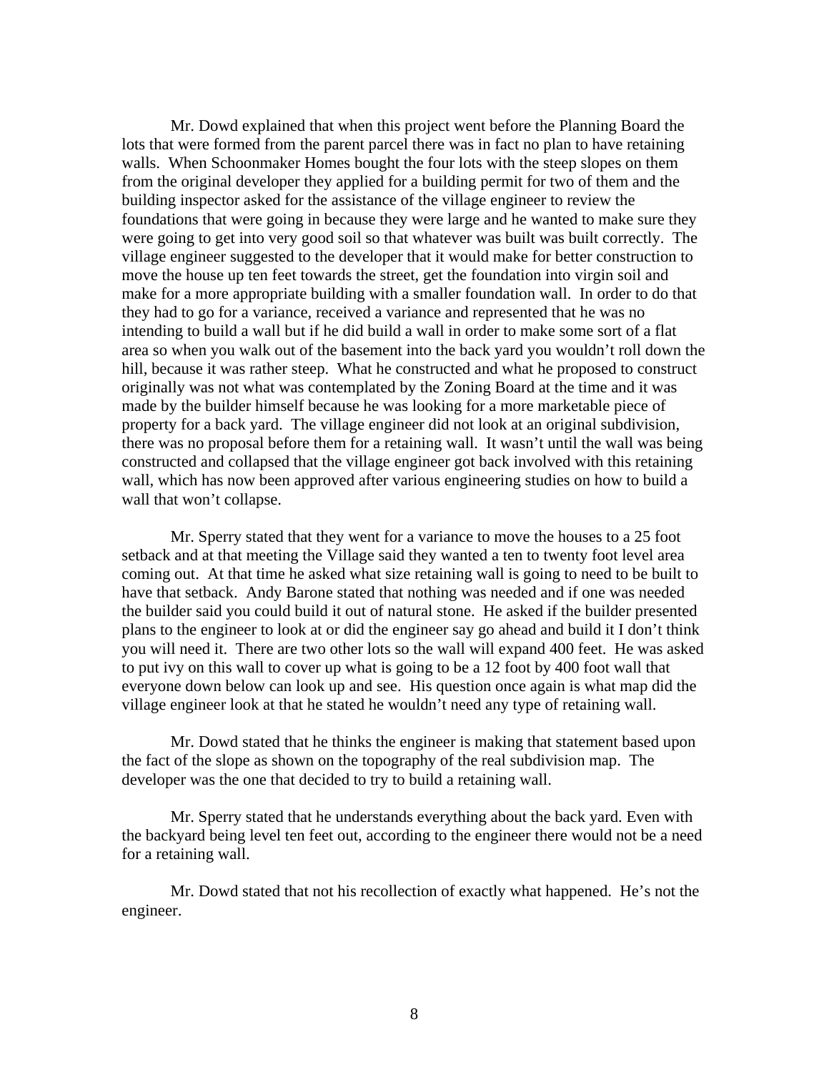Mr. Dowd explained that when this project went before the Planning Board the lots that were formed from the parent parcel there was in fact no plan to have retaining walls. When Schoonmaker Homes bought the four lots with the steep slopes on them from the original developer they applied for a building permit for two of them and the building inspector asked for the assistance of the village engineer to review the foundations that were going in because they were large and he wanted to make sure they were going to get into very good soil so that whatever was built was built correctly. The village engineer suggested to the developer that it would make for better construction to move the house up ten feet towards the street, get the foundation into virgin soil and make for a more appropriate building with a smaller foundation wall. In order to do that they had to go for a variance, received a variance and represented that he was no intending to build a wall but if he did build a wall in order to make some sort of a flat area so when you walk out of the basement into the back yard you wouldn't roll down the hill, because it was rather steep. What he constructed and what he proposed to construct originally was not what was contemplated by the Zoning Board at the time and it was made by the builder himself because he was looking for a more marketable piece of property for a back yard. The village engineer did not look at an original subdivision, there was no proposal before them for a retaining wall. It wasn't until the wall was being constructed and collapsed that the village engineer got back involved with this retaining wall, which has now been approved after various engineering studies on how to build a wall that won't collapse.

Mr. Sperry stated that they went for a variance to move the houses to a 25 foot setback and at that meeting the Village said they wanted a ten to twenty foot level area coming out. At that time he asked what size retaining wall is going to need to be built to have that setback. Andy Barone stated that nothing was needed and if one was needed the builder said you could build it out of natural stone. He asked if the builder presented plans to the engineer to look at or did the engineer say go ahead and build it I don't think you will need it. There are two other lots so the wall will expand 400 feet. He was asked to put ivy on this wall to cover up what is going to be a 12 foot by 400 foot wall that everyone down below can look up and see. His question once again is what map did the village engineer look at that he stated he wouldn't need any type of retaining wall.

Mr. Dowd stated that he thinks the engineer is making that statement based upon the fact of the slope as shown on the topography of the real subdivision map. The developer was the one that decided to try to build a retaining wall.

Mr. Sperry stated that he understands everything about the back yard. Even with the backyard being level ten feet out, according to the engineer there would not be a need for a retaining wall.

Mr. Dowd stated that not his recollection of exactly what happened. He's not the engineer.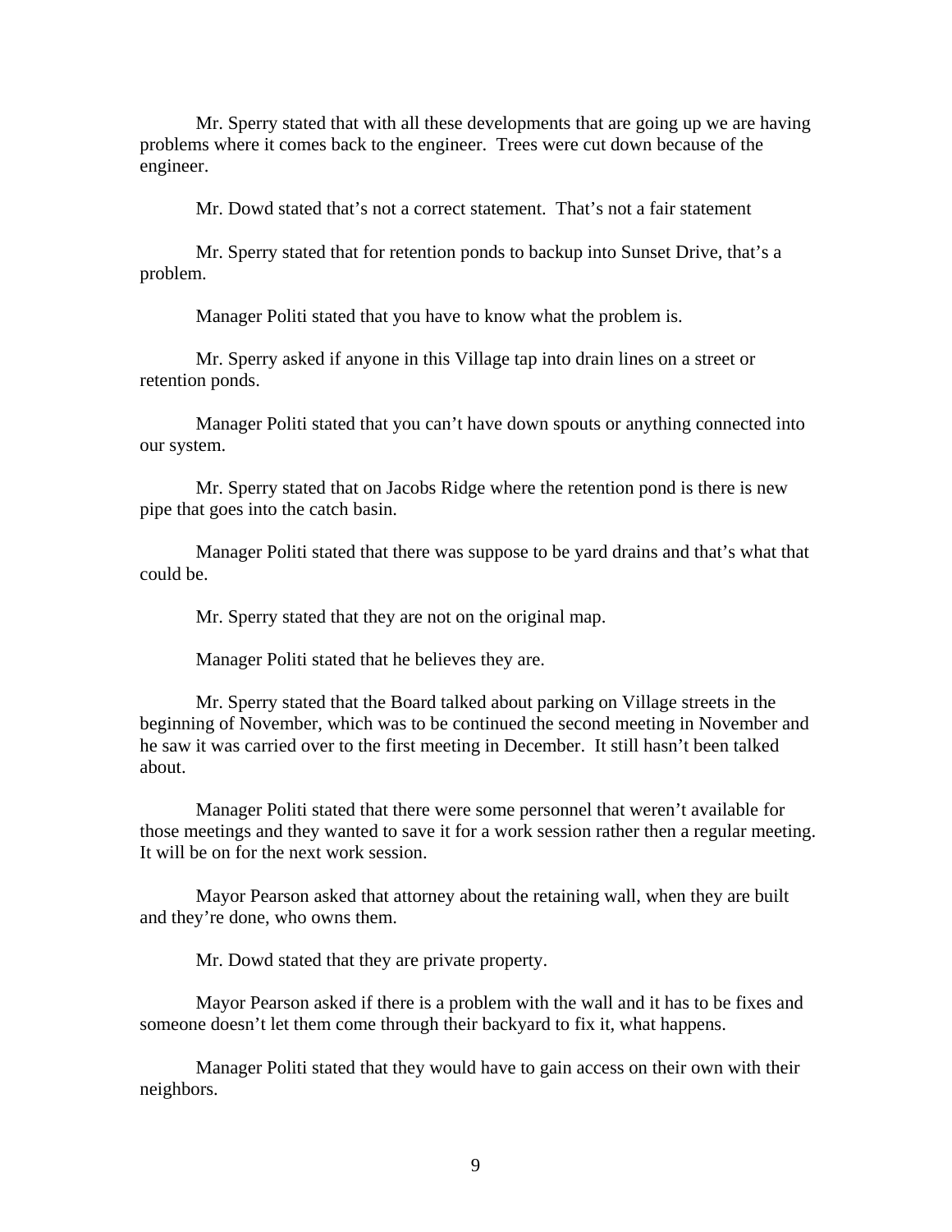Mr. Sperry stated that with all these developments that are going up we are having problems where it comes back to the engineer. Trees were cut down because of the engineer.

Mr. Dowd stated that's not a correct statement. That's not a fair statement

Mr. Sperry stated that for retention ponds to backup into Sunset Drive, that's a problem.

Manager Politi stated that you have to know what the problem is.

Mr. Sperry asked if anyone in this Village tap into drain lines on a street or retention ponds.

Manager Politi stated that you can't have down spouts or anything connected into our system.

Mr. Sperry stated that on Jacobs Ridge where the retention pond is there is new pipe that goes into the catch basin.

Manager Politi stated that there was suppose to be yard drains and that's what that could be.

Mr. Sperry stated that they are not on the original map.

Manager Politi stated that he believes they are.

Mr. Sperry stated that the Board talked about parking on Village streets in the beginning of November, which was to be continued the second meeting in November and he saw it was carried over to the first meeting in December. It still hasn't been talked about.

Manager Politi stated that there were some personnel that weren't available for those meetings and they wanted to save it for a work session rather then a regular meeting. It will be on for the next work session.

Mayor Pearson asked that attorney about the retaining wall, when they are built and they're done, who owns them.

Mr. Dowd stated that they are private property.

Mayor Pearson asked if there is a problem with the wall and it has to be fixes and someone doesn't let them come through their backyard to fix it, what happens.

Manager Politi stated that they would have to gain access on their own with their neighbors.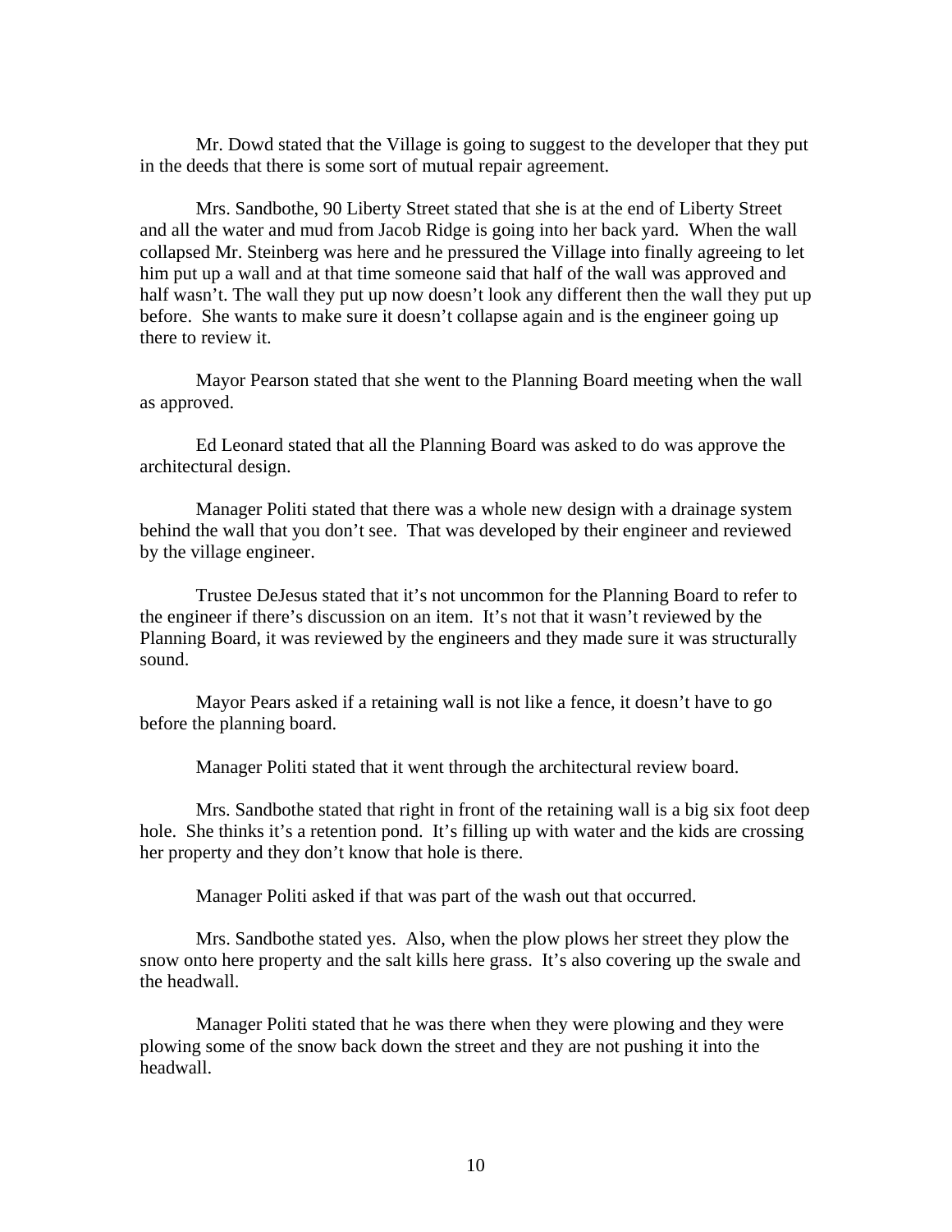Mr. Dowd stated that the Village is going to suggest to the developer that they put in the deeds that there is some sort of mutual repair agreement.

Mrs. Sandbothe, 90 Liberty Street stated that she is at the end of Liberty Street and all the water and mud from Jacob Ridge is going into her back yard. When the wall collapsed Mr. Steinberg was here and he pressured the Village into finally agreeing to let him put up a wall and at that time someone said that half of the wall was approved and half wasn't. The wall they put up now doesn't look any different then the wall they put up before. She wants to make sure it doesn't collapse again and is the engineer going up there to review it.

Mayor Pearson stated that she went to the Planning Board meeting when the wall as approved.

Ed Leonard stated that all the Planning Board was asked to do was approve the architectural design.

Manager Politi stated that there was a whole new design with a drainage system behind the wall that you don't see. That was developed by their engineer and reviewed by the village engineer.

Trustee DeJesus stated that it's not uncommon for the Planning Board to refer to the engineer if there's discussion on an item. It's not that it wasn't reviewed by the Planning Board, it was reviewed by the engineers and they made sure it was structurally sound.

Mayor Pears asked if a retaining wall is not like a fence, it doesn't have to go before the planning board.

Manager Politi stated that it went through the architectural review board.

Mrs. Sandbothe stated that right in front of the retaining wall is a big six foot deep hole. She thinks it's a retention pond. It's filling up with water and the kids are crossing her property and they don't know that hole is there.

Manager Politi asked if that was part of the wash out that occurred.

Mrs. Sandbothe stated yes. Also, when the plow plows her street they plow the snow onto here property and the salt kills here grass. It's also covering up the swale and the headwall.

Manager Politi stated that he was there when they were plowing and they were plowing some of the snow back down the street and they are not pushing it into the headwall.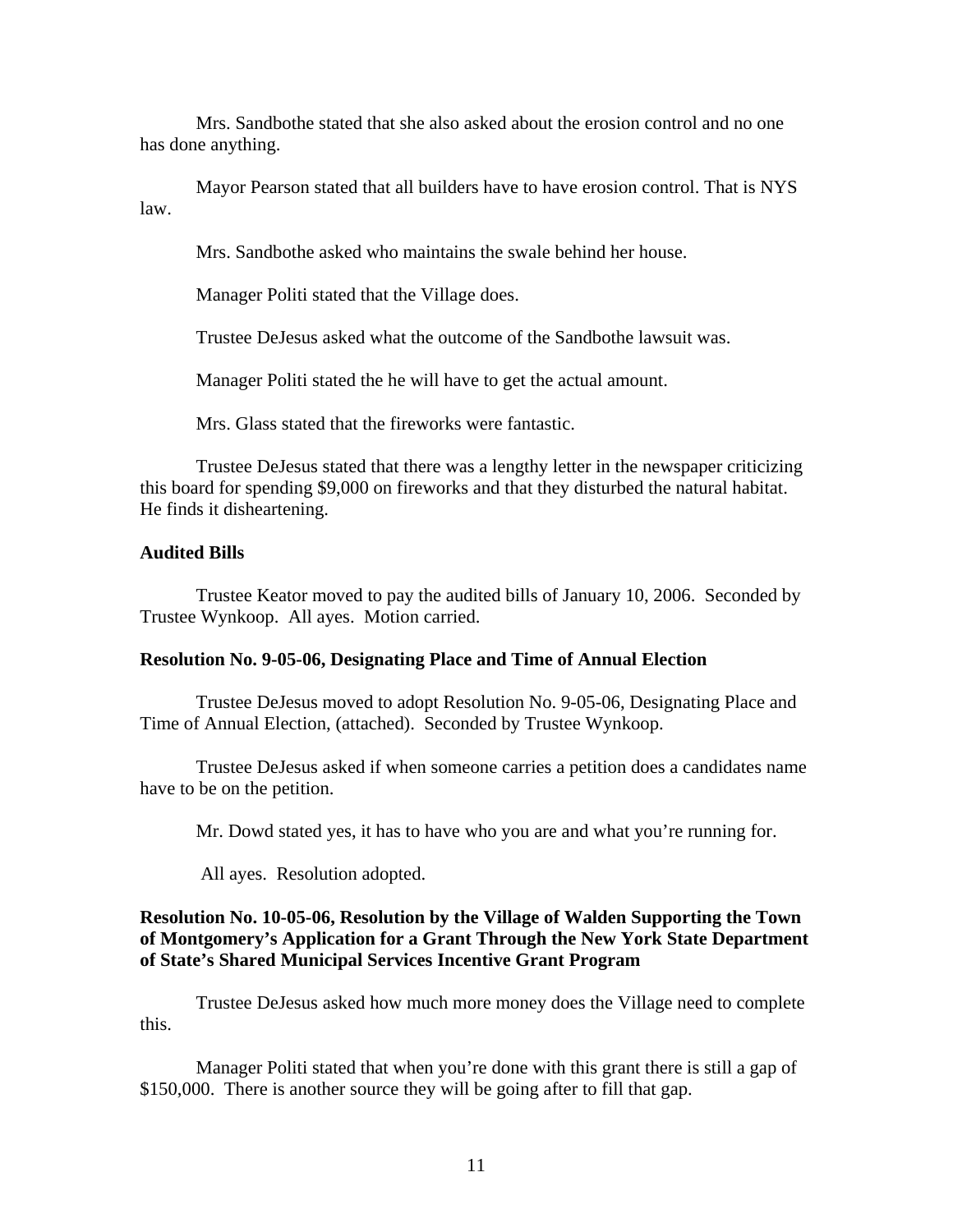Mrs. Sandbothe stated that she also asked about the erosion control and no one has done anything.

Mayor Pearson stated that all builders have to have erosion control. That is NYS law.

Mrs. Sandbothe asked who maintains the swale behind her house.

Manager Politi stated that the Village does.

Trustee DeJesus asked what the outcome of the Sandbothe lawsuit was.

Manager Politi stated the he will have to get the actual amount.

Mrs. Glass stated that the fireworks were fantastic.

Trustee DeJesus stated that there was a lengthy letter in the newspaper criticizing this board for spending $9,000 on fireworks and that they disturbed the natural habitat. He finds it disheartening.

**Audited Bills**

Trustee Keator moved to pay the audited bills of January 10, 2006. Seconded by Trustee Wynkoop. All ayes. Motion carried.

**Resolution No. 9-05-06, Designating Place and Time of Annual Election**

Trustee DeJesus moved to adopt Resolution No. 9-05-06, Designating Place and Time of Annual Election, (attached). Seconded by Trustee Wynkoop.

Trustee DeJesus asked if when someone carries a petition does a candidates name have to be on the petition.

Mr. Dowd stated yes, it has to have who you are and what you're running for.

All ayes. Resolution adopted.

**Resolution No. 10-05-06, Resolution by the Village of Walden Supporting the Town of Montgomery's Application for a Grant Through the New York State Department of State's Shared Municipal Services Incentive Grant Program**

Trustee DeJesus asked how much more money does the Village need to complete this.

Manager Politi stated that when you're done with this grant there is still a gap of $150,000. There is another source they will be going after to fill that gap.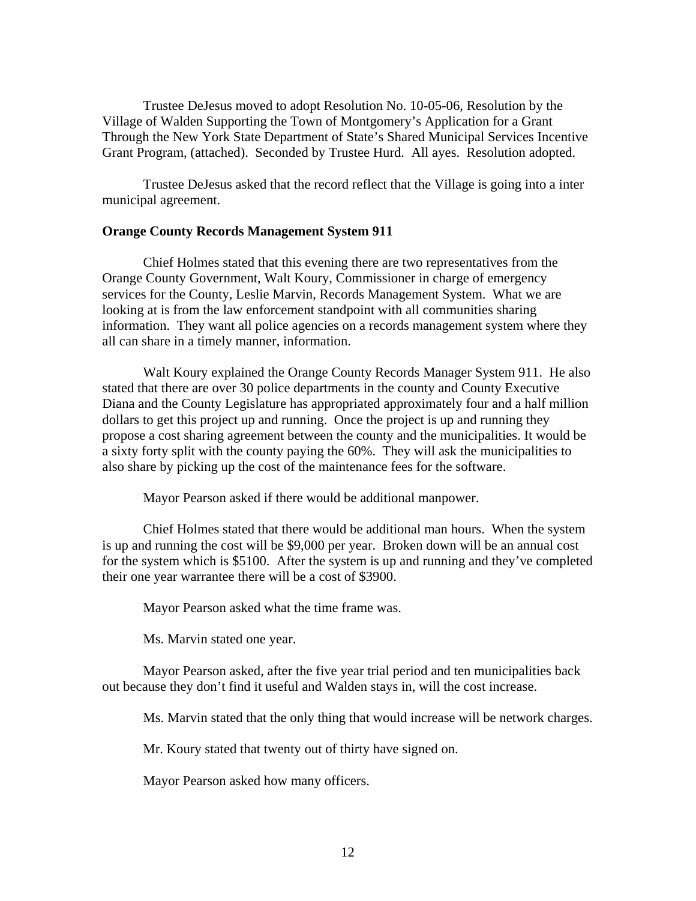Trustee DeJesus moved to adopt Resolution No. 10-05-06, Resolution by the Village of Walden Supporting the Town of Montgomery's Application for a Grant Through the New York State Department of State's Shared Municipal Services Incentive Grant Program, (attached). Seconded by Trustee Hurd. All ayes. Resolution adopted.

Trustee DeJesus asked that the record reflect that the Village is going into a inter municipal agreement.

**Orange County Records Management System 911**

Chief Holmes stated that this evening there are two representatives from the Orange County Government, Walt Koury, Commissioner in charge of emergency services for the County, Leslie Marvin, Records Management System. What we are looking at is from the law enforcement standpoint with all communities sharing information. They want all police agencies on a records management system where they all can share in a timely manner, information.

Walt Koury explained the Orange County Records Manager System 911. He also stated that there are over 30 police departments in the county and County Executive Diana and the County Legislature has appropriated approximately four and a half million dollars to get this project up and running. Once the project is up and running they propose a cost sharing agreement between the county and the municipalities. It would be a sixty forty split with the county paying the 60%. They will ask the municipalities to also share by picking up the cost of the maintenance fees for the software.

Mayor Pearson asked if there would be additional manpower.

Chief Holmes stated that there would be additional man hours. When the system is up and running the cost will be $9,000 per year. Broken down will be an annual cost for the system which is $5100. After the system is up and running and they've completed their one year warrantee there will be a cost of $3900.

Mayor Pearson asked what the time frame was.

Ms. Marvin stated one year.

Mayor Pearson asked, after the five year trial period and ten municipalities back out because they don't find it useful and Walden stays in, will the cost increase.

Ms. Marvin stated that the only thing that would increase will be network charges.

Mr. Koury stated that twenty out of thirty have signed on.

Mayor Pearson asked how many officers.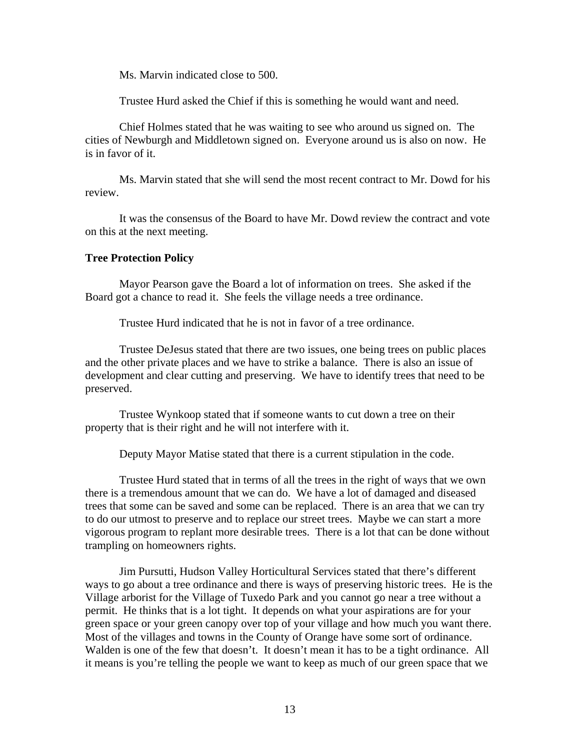Ms. Marvin indicated close to 500.

Trustee Hurd asked the Chief if this is something he would want and need.

Chief Holmes stated that he was waiting to see who around us signed on. The cities of Newburgh and Middletown signed on. Everyone around us is also on now. He is in favor of it.

Ms. Marvin stated that she will send the most recent contract to Mr. Dowd for his review.

It was the consensus of the Board to have Mr. Dowd review the contract and vote on this at the next meeting.

**Tree Protection Policy**

Mayor Pearson gave the Board a lot of information on trees. She asked if the Board got a chance to read it. She feels the village needs a tree ordinance.

Trustee Hurd indicated that he is not in favor of a tree ordinance.

Trustee DeJesus stated that there are two issues, one being trees on public places and the other private places and we have to strike a balance. There is also an issue of development and clear cutting and preserving. We have to identify trees that need to be preserved.

Trustee Wynkoop stated that if someone wants to cut down a tree on their property that is their right and he will not interfere with it.

Deputy Mayor Matise stated that there is a current stipulation in the code.

Trustee Hurd stated that in terms of all the trees in the right of ways that we own there is a tremendous amount that we can do. We have a lot of damaged and diseased trees that some can be saved and some can be replaced. There is an area that we can try to do our utmost to preserve and to replace our street trees. Maybe we can start a more vigorous program to replant more desirable trees. There is a lot that can be done without trampling on homeowners rights.

Jim Pursutti, Hudson Valley Horticultural Services stated that there's different ways to go about a tree ordinance and there is ways of preserving historic trees. He is the Village arborist for the Village of Tuxedo Park and you cannot go near a tree without a permit. He thinks that is a lot tight. It depends on what your aspirations are for your green space or your green canopy over top of your village and how much you want there. Most of the villages and towns in the County of Orange have some sort of ordinance. Walden is one of the few that doesn't. It doesn't mean it has to be a tight ordinance. All it means is you're telling the people we want to keep as much of our green space that we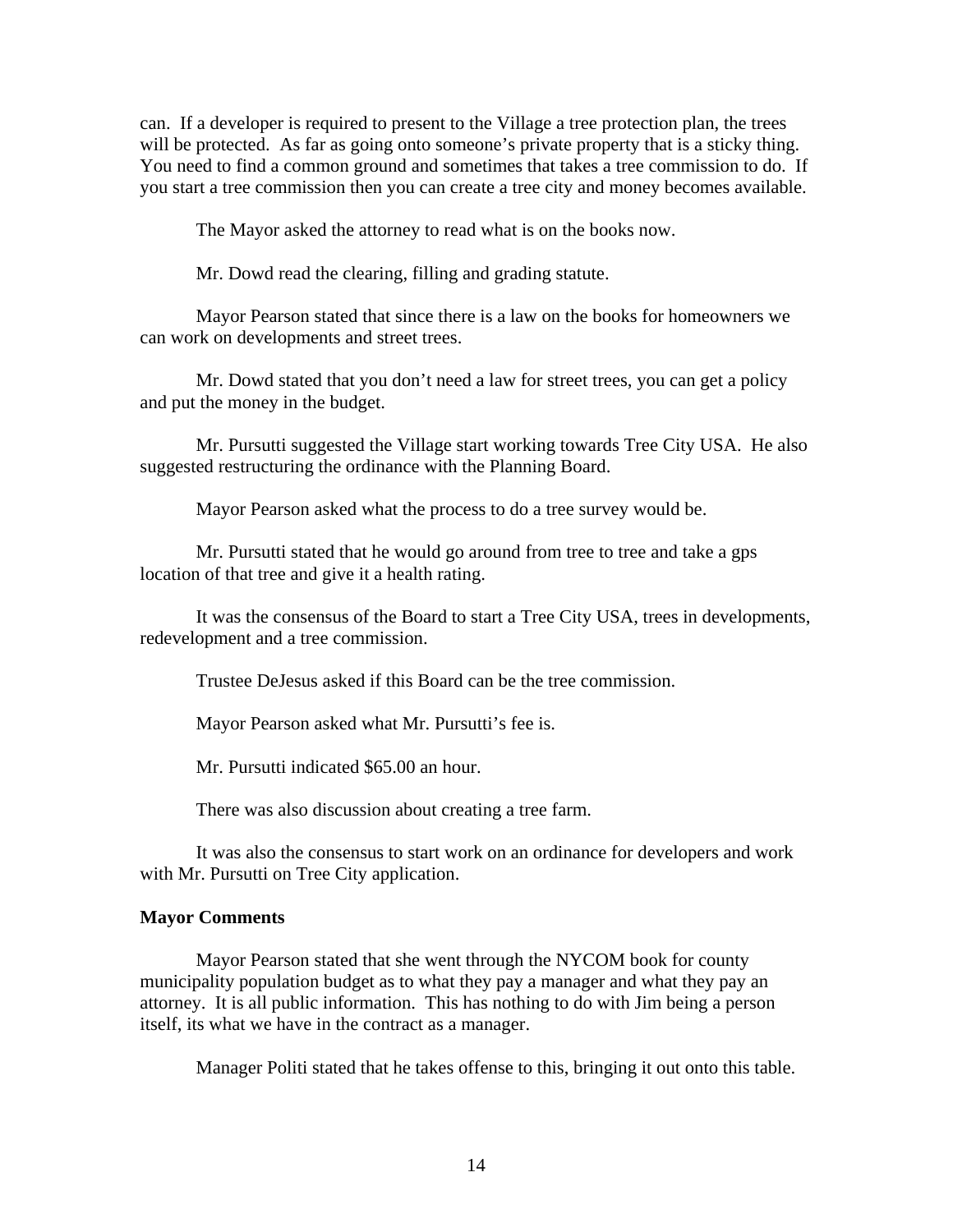can. If a developer is required to present to the Village a tree protection plan, the trees will be protected. As far as going onto someone's private property that is a sticky thing. You need to find a common ground and sometimes that takes a tree commission to do. If you start a tree commission then you can create a tree city and money becomes available.

The Mayor asked the attorney to read what is on the books now.

Mr. Dowd read the clearing, filling and grading statute.

Mayor Pearson stated that since there is a law on the books for homeowners we can work on developments and street trees.

Mr. Dowd stated that you don't need a law for street trees, you can get a policy and put the money in the budget.

Mr. Pursutti suggested the Village start working towards Tree City USA. He also suggested restructuring the ordinance with the Planning Board.

Mayor Pearson asked what the process to do a tree survey would be.

Mr. Pursutti stated that he would go around from tree to tree and take a gps location of that tree and give it a health rating.

It was the consensus of the Board to start a Tree City USA, trees in developments, redevelopment and a tree commission.

Trustee DeJesus asked if this Board can be the tree commission.

Mayor Pearson asked what Mr. Pursutti's fee is.

Mr. Pursutti indicated $65.00 an hour.

There was also discussion about creating a tree farm.

It was also the consensus to start work on an ordinance for developers and work with Mr. Pursutti on Tree City application.

**Mayor Comments**

Mayor Pearson stated that she went through the NYCOM book for county municipality population budget as to what they pay a manager and what they pay an attorney. It is all public information. This has nothing to do with Jim being a person itself, its what we have in the contract as a manager.

Manager Politi stated that he takes offense to this, bringing it out onto this table.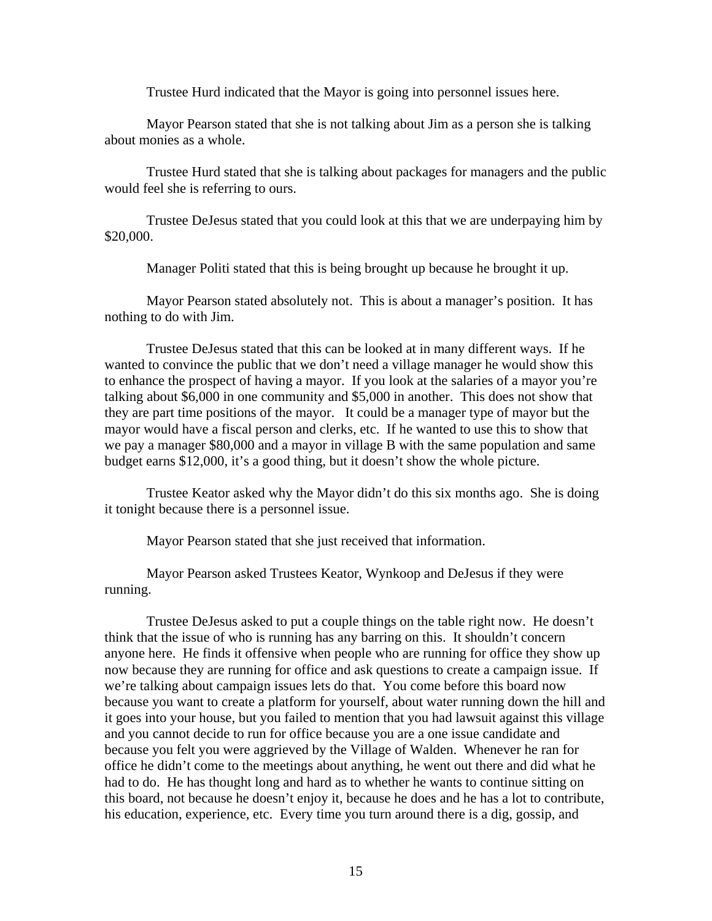Trustee Hurd indicated that the Mayor is going into personnel issues here.

Mayor Pearson stated that she is not talking about Jim as a person she is talking about monies as a whole.

Trustee Hurd stated that she is talking about packages for managers and the public would feel she is referring to ours.

Trustee DeJesus stated that you could look at this that we are underpaying him by $20,000.

Manager Politi stated that this is being brought up because he brought it up.

Mayor Pearson stated absolutely not. This is about a manager's position. It has nothing to do with Jim.

Trustee DeJesus stated that this can be looked at in many different ways. If he wanted to convince the public that we don't need a village manager he would show this to enhance the prospect of having a mayor. If you look at the salaries of a mayor you're talking about $6,000 in one community and $5,000 in another. This does not show that they are part time positions of the mayor. It could be a manager type of mayor but the mayor would have a fiscal person and clerks, etc. If he wanted to use this to show that we pay a manager $80,000 and a mayor in village B with the same population and same budget earns $12,000, it's a good thing, but it doesn't show the whole picture.

Trustee Keator asked why the Mayor didn't do this six months ago. She is doing it tonight because there is a personnel issue.

Mayor Pearson stated that she just received that information.

Mayor Pearson asked Trustees Keator, Wynkoop and DeJesus if they were running.

Trustee DeJesus asked to put a couple things on the table right now. He doesn't think that the issue of who is running has any barring on this. It shouldn't concern anyone here. He finds it offensive when people who are running for office they show up now because they are running for office and ask questions to create a campaign issue. If we're talking about campaign issues lets do that. You come before this board now because you want to create a platform for yourself, about water running down the hill and it goes into your house, but you failed to mention that you had lawsuit against this village and you cannot decide to run for office because you are a one issue candidate and because you felt you were aggrieved by the Village of Walden. Whenever he ran for office he didn't come to the meetings about anything, he went out there and did what he had to do. He has thought long and hard as to whether he wants to continue sitting on this board, not because he doesn't enjoy it, because he does and he has a lot to contribute, his education, experience, etc. Every time you turn around there is a dig, gossip, and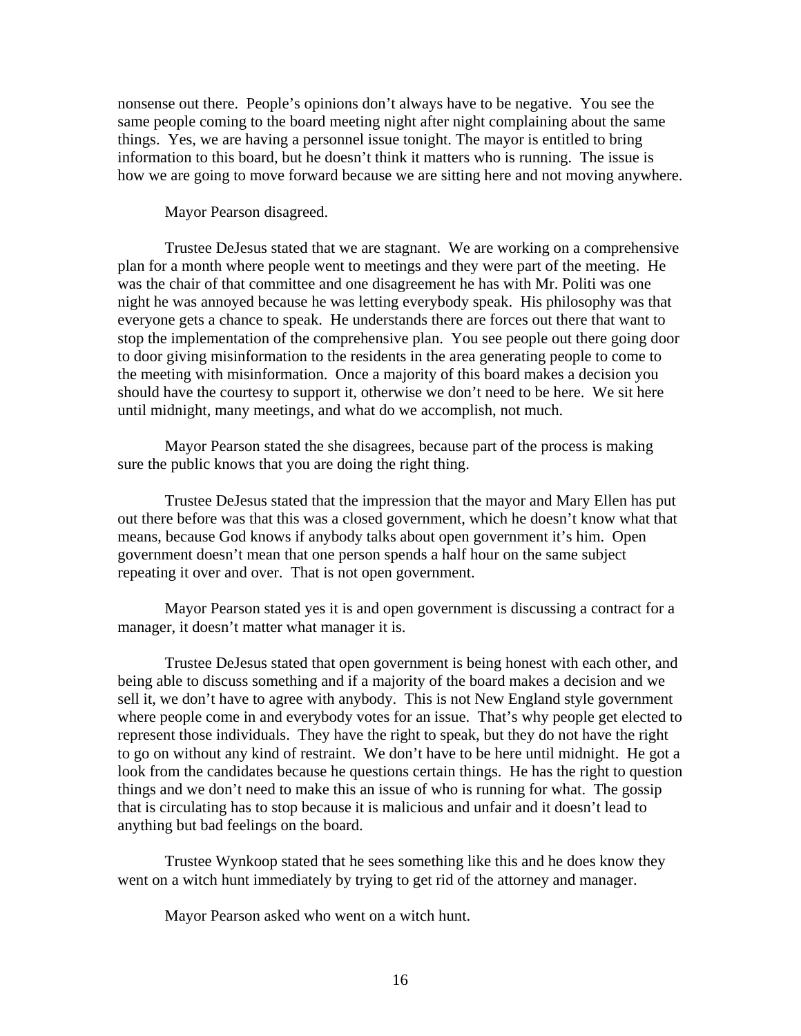nonsense out there. People's opinions don't always have to be negative. You see the same people coming to the board meeting night after night complaining about the same things. Yes, we are having a personnel issue tonight. The mayor is entitled to bring information to this board, but he doesn't think it matters who is running. The issue is how we are going to move forward because we are sitting here and not moving anywhere.

Mayor Pearson disagreed.

Trustee DeJesus stated that we are stagnant. We are working on a comprehensive plan for a month where people went to meetings and they were part of the meeting. He was the chair of that committee and one disagreement he has with Mr. Politi was one night he was annoyed because he was letting everybody speak. His philosophy was that everyone gets a chance to speak. He understands there are forces out there that want to stop the implementation of the comprehensive plan. You see people out there going door to door giving misinformation to the residents in the area generating people to come to the meeting with misinformation. Once a majority of this board makes a decision you should have the courtesy to support it, otherwise we don't need to be here. We sit here until midnight, many meetings, and what do we accomplish, not much.

Mayor Pearson stated the she disagrees, because part of the process is making sure the public knows that you are doing the right thing.

Trustee DeJesus stated that the impression that the mayor and Mary Ellen has put out there before was that this was a closed government, which he doesn't know what that means, because God knows if anybody talks about open government it's him. Open government doesn't mean that one person spends a half hour on the same subject repeating it over and over. That is not open government.

Mayor Pearson stated yes it is and open government is discussing a contract for a manager, it doesn't matter what manager it is.

Trustee DeJesus stated that open government is being honest with each other, and being able to discuss something and if a majority of the board makes a decision and we sell it, we don't have to agree with anybody. This is not New England style government where people come in and everybody votes for an issue. That's why people get elected to represent those individuals. They have the right to speak, but they do not have the right to go on without any kind of restraint. We don't have to be here until midnight. He got a look from the candidates because he questions certain things. He has the right to question things and we don't need to make this an issue of who is running for what. The gossip that is circulating has to stop because it is malicious and unfair and it doesn't lead to anything but bad feelings on the board.

Trustee Wynkoop stated that he sees something like this and he does know they went on a witch hunt immediately by trying to get rid of the attorney and manager.

Mayor Pearson asked who went on a witch hunt.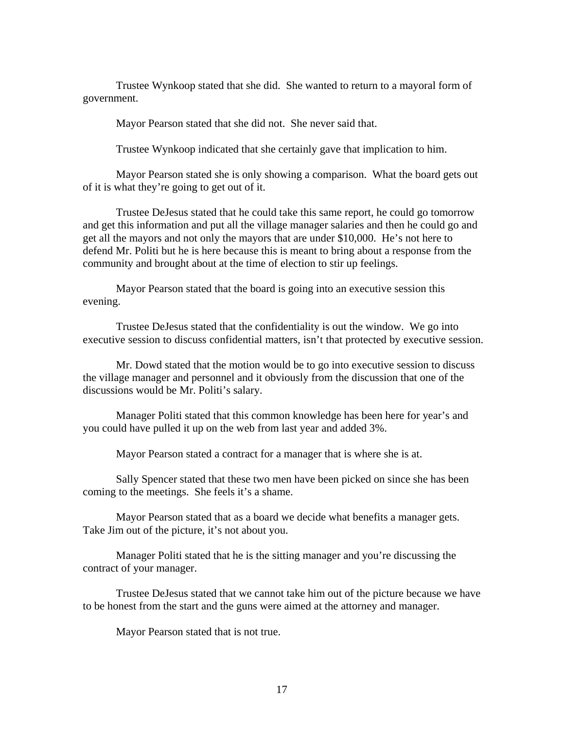Trustee Wynkoop stated that she did. She wanted to return to a mayoral form of government.

Mayor Pearson stated that she did not. She never said that.

Trustee Wynkoop indicated that she certainly gave that implication to him.

Mayor Pearson stated she is only showing a comparison. What the board gets out of it is what they're going to get out of it.

Trustee DeJesus stated that he could take this same report, he could go tomorrow and get this information and put all the village manager salaries and then he could go and get all the mayors and not only the mayors that are under $10,000. He's not here to defend Mr. Politi but he is here because this is meant to bring about a response from the community and brought about at the time of election to stir up feelings.

Mayor Pearson stated that the board is going into an executive session this evening.

Trustee DeJesus stated that the confidentiality is out the window. We go into executive session to discuss confidential matters, isn't that protected by executive session.

Mr. Dowd stated that the motion would be to go into executive session to discuss the village manager and personnel and it obviously from the discussion that one of the discussions would be Mr. Politi's salary.

Manager Politi stated that this common knowledge has been here for year's and you could have pulled it up on the web from last year and added 3%.

Mayor Pearson stated a contract for a manager that is where she is at.

Sally Spencer stated that these two men have been picked on since she has been coming to the meetings. She feels it's a shame.

Mayor Pearson stated that as a board we decide what benefits a manager gets. Take Jim out of the picture, it's not about you.

Manager Politi stated that he is the sitting manager and you're discussing the contract of your manager.

Trustee DeJesus stated that we cannot take him out of the picture because we have to be honest from the start and the guns were aimed at the attorney and manager.

Mayor Pearson stated that is not true.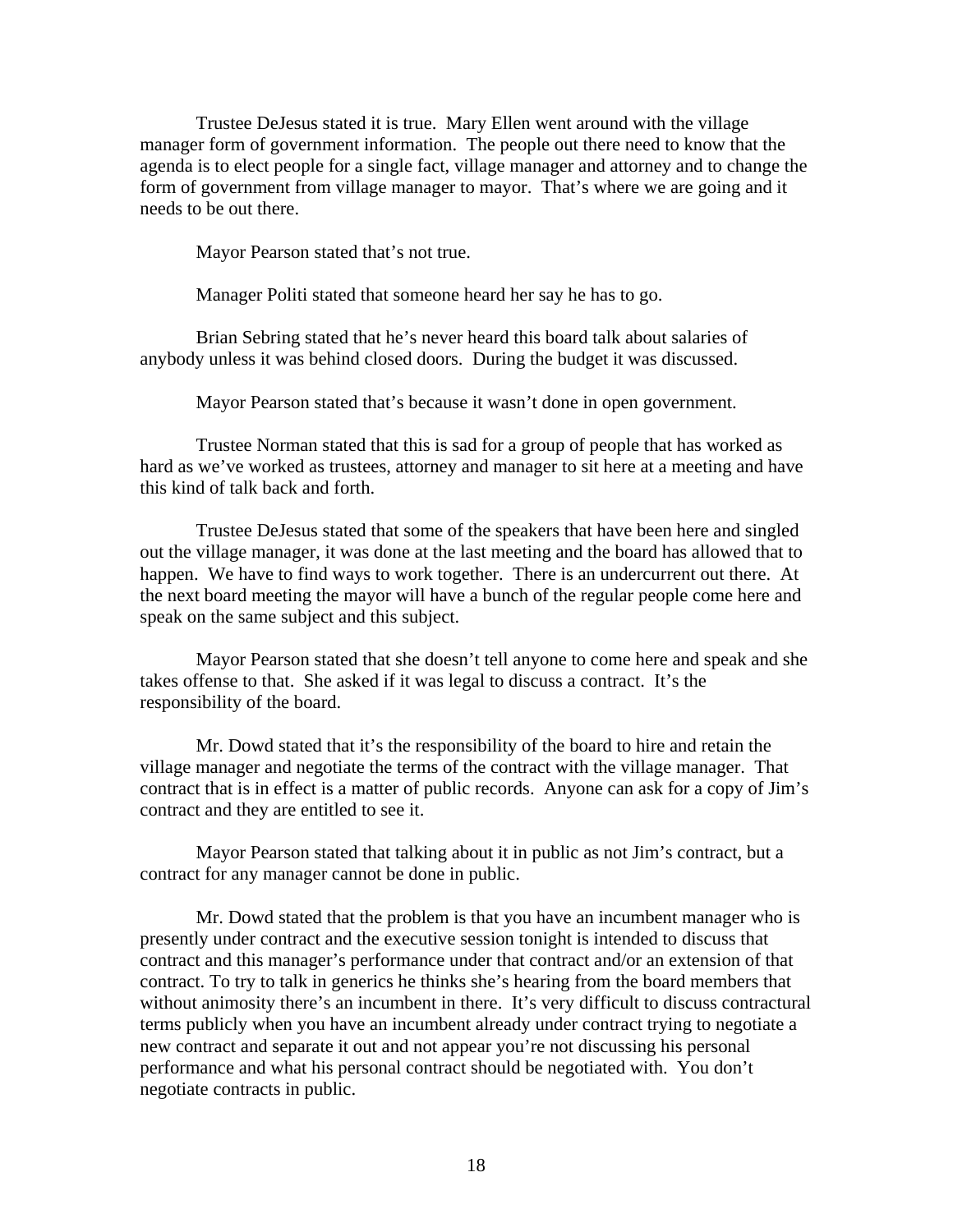Trustee DeJesus stated it is true. Mary Ellen went around with the village manager form of government information. The people out there need to know that the agenda is to elect people for a single fact, village manager and attorney and to change the form of government from village manager to mayor. That's where we are going and it needs to be out there.

Mayor Pearson stated that's not true.

Manager Politi stated that someone heard her say he has to go.

Brian Sebring stated that he's never heard this board talk about salaries of anybody unless it was behind closed doors. During the budget it was discussed.

Mayor Pearson stated that's because it wasn't done in open government.

Trustee Norman stated that this is sad for a group of people that has worked as hard as we've worked as trustees, attorney and manager to sit here at a meeting and have this kind of talk back and forth.

Trustee DeJesus stated that some of the speakers that have been here and singled out the village manager, it was done at the last meeting and the board has allowed that to happen. We have to find ways to work together. There is an undercurrent out there. At the next board meeting the mayor will have a bunch of the regular people come here and speak on the same subject and this subject.

Mayor Pearson stated that she doesn't tell anyone to come here and speak and she takes offense to that. She asked if it was legal to discuss a contract. It's the responsibility of the board.

Mr. Dowd stated that it's the responsibility of the board to hire and retain the village manager and negotiate the terms of the contract with the village manager. That contract that is in effect is a matter of public records. Anyone can ask for a copy of Jim's contract and they are entitled to see it.

Mayor Pearson stated that talking about it in public as not Jim's contract, but a contract for any manager cannot be done in public.

Mr. Dowd stated that the problem is that you have an incumbent manager who is presently under contract and the executive session tonight is intended to discuss that contract and this manager's performance under that contract and/or an extension of that contract. To try to talk in generics he thinks she's hearing from the board members that without animosity there's an incumbent in there. It's very difficult to discuss contractural terms publicly when you have an incumbent already under contract trying to negotiate a new contract and separate it out and not appear you're not discussing his personal performance and what his personal contract should be negotiated with. You don't negotiate contracts in public.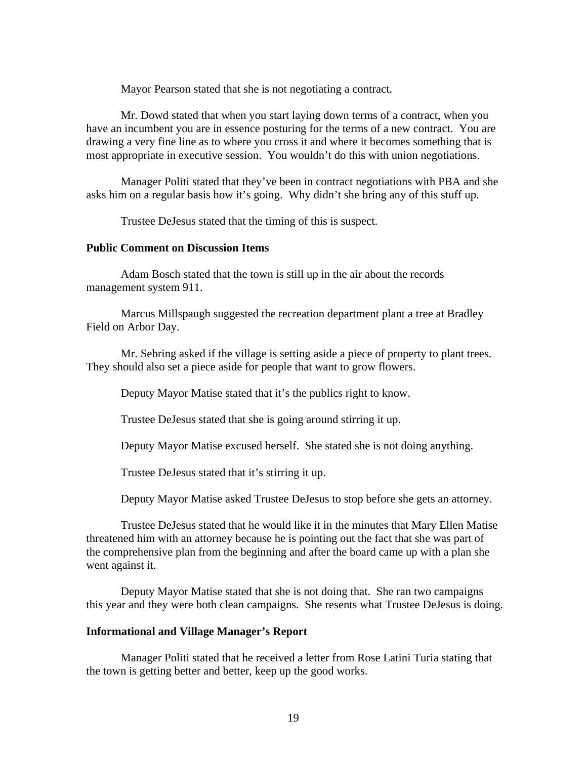Mayor Pearson stated that she is not negotiating a contract.

Mr. Dowd stated that when you start laying down terms of a contract, when you have an incumbent you are in essence posturing for the terms of a new contract. You are drawing a very fine line as to where you cross it and where it becomes something that is most appropriate in executive session. You wouldn't do this with union negotiations.

Manager Politi stated that they've been in contract negotiations with PBA and she asks him on a regular basis how it's going. Why didn't she bring any of this stuff up.

Trustee DeJesus stated that the timing of this is suspect.

**Public Comment on Discussion Items**

Adam Bosch stated that the town is still up in the air about the records management system 911.

Marcus Millspaugh suggested the recreation department plant a tree at Bradley Field on Arbor Day.

Mr. Sebring asked if the village is setting aside a piece of property to plant trees. They should also set a piece aside for people that want to grow flowers.

Deputy Mayor Matise stated that it's the publics right to know.

Trustee DeJesus stated that she is going around stirring it up.

Deputy Mayor Matise excused herself. She stated she is not doing anything.

Trustee DeJesus stated that it's stirring it up.

Deputy Mayor Matise asked Trustee DeJesus to stop before she gets an attorney.

Trustee DeJesus stated that he would like it in the minutes that Mary Ellen Matise threatened him with an attorney because he is pointing out the fact that she was part of the comprehensive plan from the beginning and after the board came up with a plan she went against it.

Deputy Mayor Matise stated that she is not doing that. She ran two campaigns this year and they were both clean campaigns. She resents what Trustee DeJesus is doing.

**Informational and Village Manager's Report**

Manager Politi stated that he received a letter from Rose Latini Turia stating that the town is getting better and better, keep up the good works.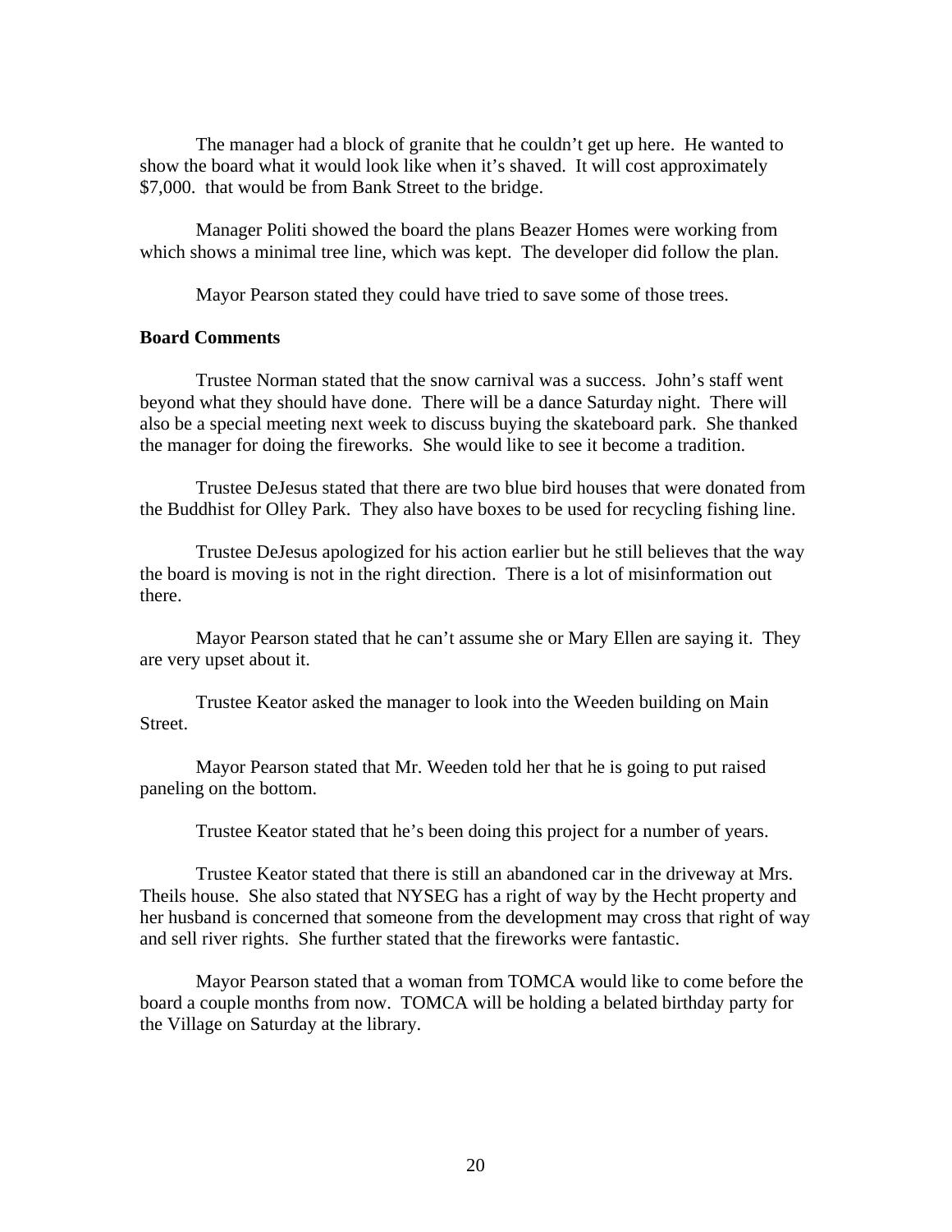The manager had a block of granite that he couldn't get up here. He wanted to show the board what it would look like when it's shaved. It will cost approximately $7,000. that would be from Bank Street to the bridge.

Manager Politi showed the board the plans Beazer Homes were working from which shows a minimal tree line, which was kept. The developer did follow the plan.

Mayor Pearson stated they could have tried to save some of those trees.

**Board Comments**

Trustee Norman stated that the snow carnival was a success. John's staff went beyond what they should have done. There will be a dance Saturday night. There will also be a special meeting next week to discuss buying the skateboard park. She thanked the manager for doing the fireworks. She would like to see it become a tradition.

Trustee DeJesus stated that there are two blue bird houses that were donated from the Buddhist for Olley Park. They also have boxes to be used for recycling fishing line.

Trustee DeJesus apologized for his action earlier but he still believes that the way the board is moving is not in the right direction. There is a lot of misinformation out there.

Mayor Pearson stated that he can't assume she or Mary Ellen are saying it. They are very upset about it.

Trustee Keator asked the manager to look into the Weeden building on Main Street.

Mayor Pearson stated that Mr. Weeden told her that he is going to put raised paneling on the bottom.

Trustee Keator stated that he's been doing this project for a number of years.

Trustee Keator stated that there is still an abandoned car in the driveway at Mrs. Theils house. She also stated that NYSEG has a right of way by the Hecht property and her husband is concerned that someone from the development may cross that right of way and sell river rights. She further stated that the fireworks were fantastic.

Mayor Pearson stated that a woman from TOMCA would like to come before the board a couple months from now. TOMCA will be holding a belated birthday party for the Village on Saturday at the library.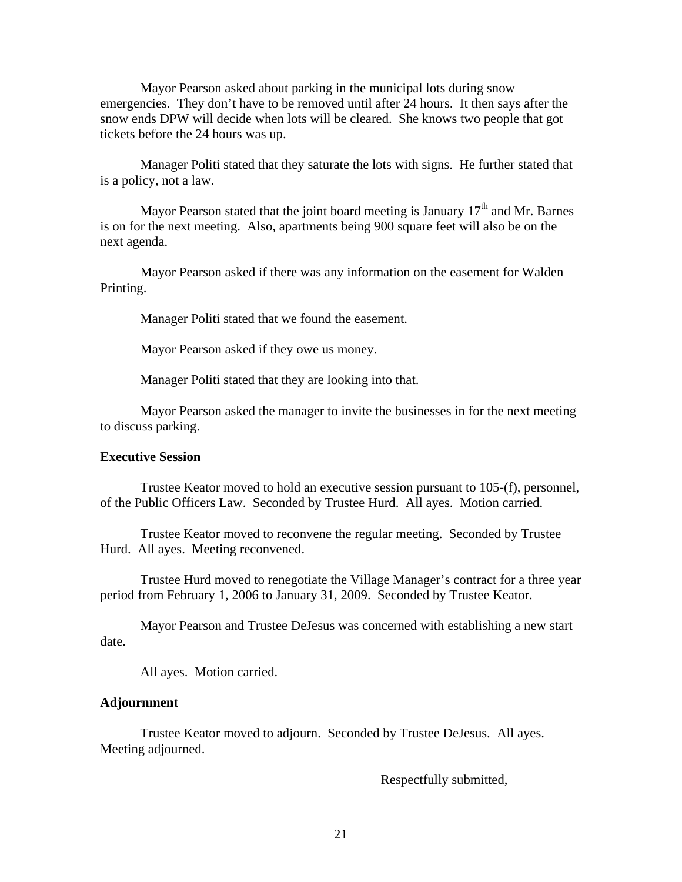Mayor Pearson asked about parking in the municipal lots during snow emergencies. They don't have to be removed until after 24 hours. It then says after the snow ends DPW will decide when lots will be cleared. She knows two people that got tickets before the 24 hours was up.

Manager Politi stated that they saturate the lots with signs. He further stated that is a policy, not a law.

Mayor Pearson stated that the joint board meeting is January 17th and Mr. Barnes is on for the next meeting. Also, apartments being 900 square feet will also be on the next agenda.

Mayor Pearson asked if there was any information on the easement for Walden Printing.

Manager Politi stated that we found the easement.

Mayor Pearson asked if they owe us money.

Manager Politi stated that they are looking into that.

Mayor Pearson asked the manager to invite the businesses in for the next meeting to discuss parking.

**Executive Session**

Trustee Keator moved to hold an executive session pursuant to 105-(f), personnel, of the Public Officers Law. Seconded by Trustee Hurd. All ayes. Motion carried.

Trustee Keator moved to reconvene the regular meeting. Seconded by Trustee Hurd. All ayes. Meeting reconvened.

Trustee Hurd moved to renegotiate the Village Manager's contract for a three year period from February 1, 2006 to January 31, 2009. Seconded by Trustee Keator.

Mayor Pearson and Trustee DeJesus was concerned with establishing a new start date.

All ayes. Motion carried.

**Adjournment**

Trustee Keator moved to adjourn. Seconded by Trustee DeJesus. All ayes. Meeting adjourned.

Respectfully submitted,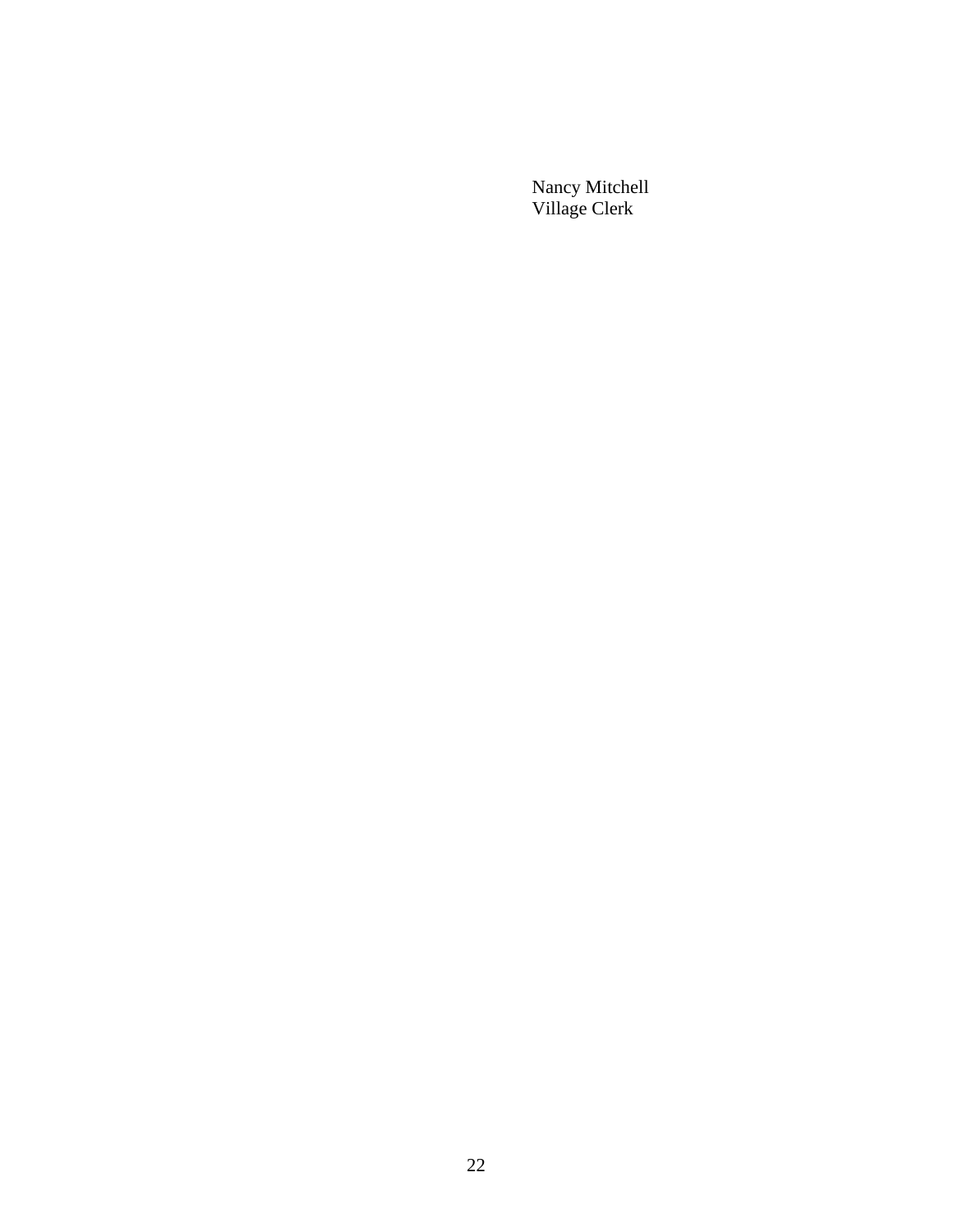Nancy Mitchell
Village Clerk